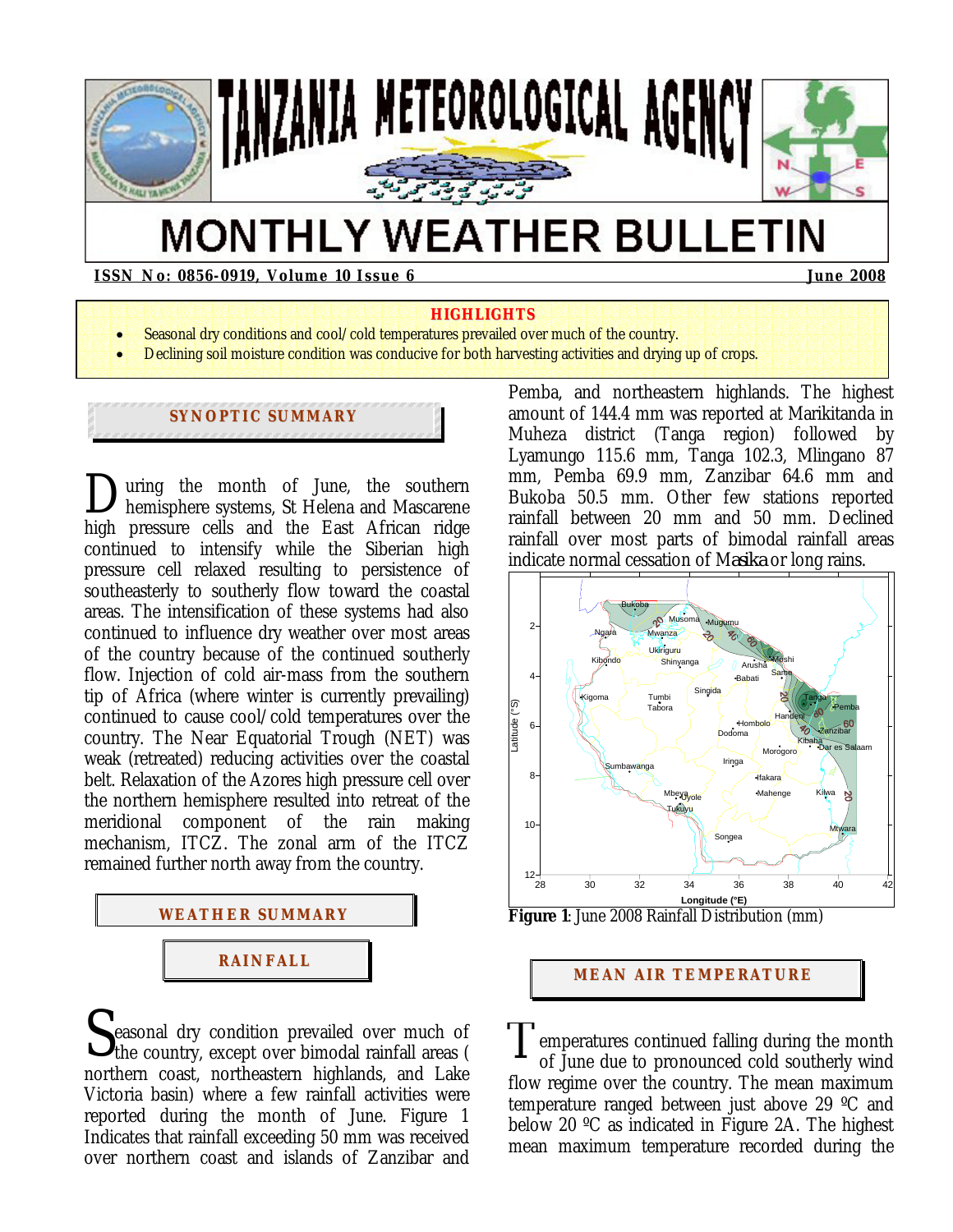# TANZANIA METEOROLOGICAL AGENCY

# MONTHLY WEATHER BULLETIN

**ISSN No: 0856-0919, Volume 10 Issue 6** **June 2008**

**HIGHLIGHTS**

- Seasonal dry conditions and cool/cold temperatures prevailed over much of the country.
- Declining soil moisture condition was conducive for both harvesting activities and drying up of crops.

## SYNOPTIC SUMMARY

During the month of June, the southern hemisphere systems, St Helena and Mascarene high pressure cells and the East African ridge continued to intensify while the Siberian high pressure cell relaxed resulting to persistence of southeasterly to southerly flow toward the coastal areas. The intensification of these systems had also continued to influence dry weather over most areas of the country because of the continued southerly flow. Injection of cold air-mass from the southern tip of Africa (where winter is currently prevailing) continued to cause cool/cold temperatures over the country. The Near Equatorial Trough (NET) was weak (retreated) reducing activities over the coastal belt. Relaxation of the Azores high pressure cell over the northern hemisphere resulted into retreat of the meridional component of the rain making mechanism, ITCZ. The zonal arm of the ITCZ remained further north away from the country.

## WEATHER SUMMARY

### RAINFALL

Seasonal dry condition prevailed over much of the country, except over bimodal rainfall areas ( northern coast, northeastern highlands, and Lake Victoria basin) where a few rainfall activities were reported during the month of June. Figure 1 Indicates that rainfall exceeding 50 mm was received over northern coast and islands of Zanzibar and Pemba, and northeastern highlands. The highest amount of 144.4 mm was reported at Marikitanda in Muheza district (Tanga region) followed by Lyamungo 115.6 mm, Tanga 102.3, Mlingano 87 mm, Pemba 69.9 mm, Zanzibar 64.6 mm and Bukoba 50.5 mm. Other few stations reported rainfall between 20 mm and 50 mm. Declined rainfall over most parts of bimodal rainfall areas indicate normal cessation of *Masika* or long rains.

**Figure 1**: June 2008 Rainfall Distribution (mm)

## MEAN AIR TEMPERATURE

Temperatures continued falling during the month of June due to pronounced cold southerly wind flow regime over the country. The mean maximum temperature ranged between just above 29 ºC and below 20 ºC as indicated in Figure 2A. The highest mean maximum temperature recorded during the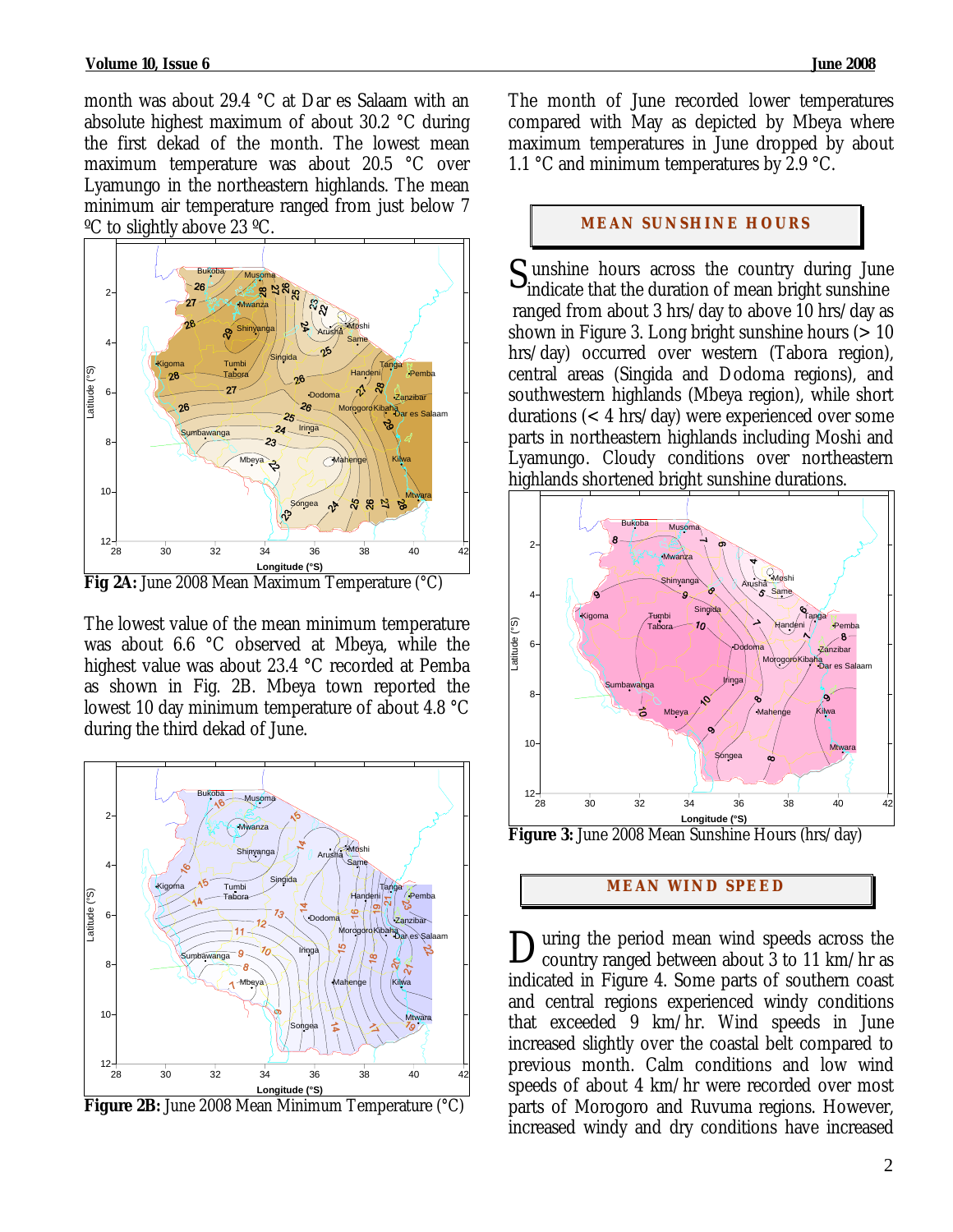month was about 29.4 °C at Dar es Salaam with an absolute highest maximum of about 30.2 °C during the first dekad of the month. The lowest mean maximum temperature was about 20.5 °C over Lyamungo in the northeastern highlands. The mean minimum air temperature ranged from just below 7 ºC to slightly above 23 ºC.

**Fig 2A:** June 2008 Mean Maximum Temperature (°C)

The lowest value of the mean minimum temperature was about 6.6 °C observed at Mbeya, while the highest value was about 23.4 °C recorded at Pemba as shown in Fig. 2B. Mbeya town reported the lowest 10 day minimum temperature of about 4.8 °C during the third dekad of June.

**Figure 2B:** June 2008 Mean Minimum Temperature (°C)

The month of June recorded lower temperatures compared with May as depicted by Mbeya where maximum temperatures in June dropped by about 1.1 °C and minimum temperatures by 2.9 °C.

## MEAN SUNSHINE HOURS

Sunshine hours across the country during June indicate that the duration of mean bright sunshine ranged from about 3 hrs/day to above 10 hrs/day as shown in Figure 3. Long bright sunshine hours (> 10 hrs/day) occurred over western (Tabora region), central areas (Singida and Dodoma regions), and southwestern highlands (Mbeya region), while short durations (< 4 hrs/day) were experienced over some parts in northeastern highlands including Moshi and Lyamungo. Cloudy conditions over northeastern highlands shortened bright sunshine durations.

**Figure 3:** June 2008 Mean Sunshine Hours (hrs/day)

## MEAN WIND SPEED

During the period mean wind speeds across the country ranged between about 3 to 11 km/hr as indicated in Figure 4. Some parts of southern coast and central regions experienced windy conditions that exceeded 9 km/hr. Wind speeds in June increased slightly over the coastal belt compared to previous month. Calm conditions and low wind speeds of about 4 km/hr were recorded over most parts of Morogoro and Ruvuma regions. However, increased windy and dry conditions have increased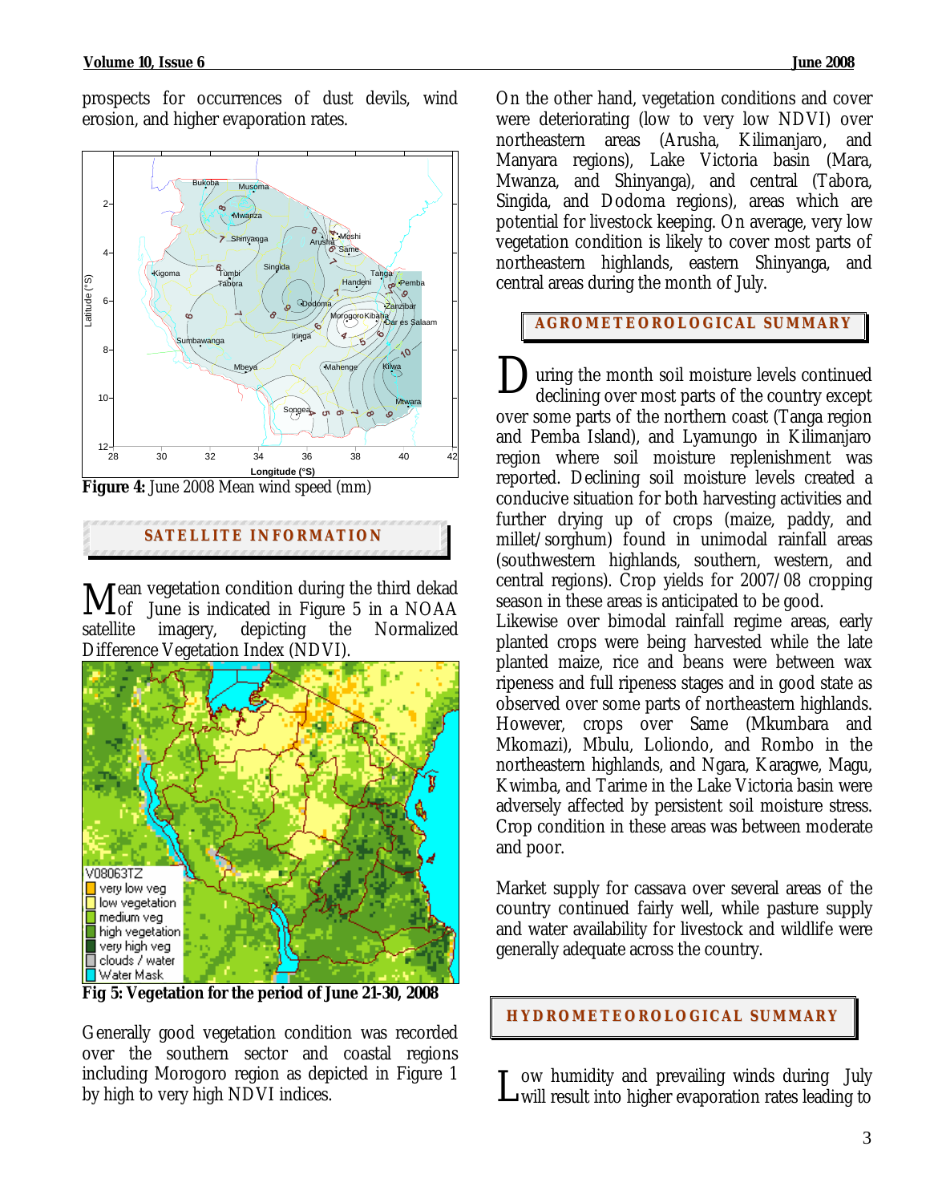prospects for occurrences of dust devils, wind erosion, and higher evaporation rates.

**Figure 4:** June 2008 Mean wind speed (mm)

## SATELLITE INFORMATION

Mean vegetation condition during the third dekad of June is indicated in Figure 5 in a NOAA satellite imagery, depicting the Normalized Difference Vegetation Index (NDVI).

**Fig 5: Vegetation for the period of June 21-30, 2008**

Generally good vegetation condition was recorded over the southern sector and coastal regions including Morogoro region as depicted in Figure 1 by high to very high NDVI indices.

On the other hand, vegetation conditions and cover were deteriorating (low to very low NDVI) over northeastern areas (Arusha, Kilimanjaro, and Manyara regions), Lake Victoria basin (Mara, Mwanza, and Shinyanga), and central (Tabora, Singida, and Dodoma regions), areas which are potential for livestock keeping. On average, very low vegetation condition is likely to cover most parts of northeastern highlands, eastern Shinyanga, and central areas during the month of July.

## AGROMETEOROLOGICAL SUMMARY

During the month soil moisture levels continued declining over most parts of the country except over some parts of the northern coast (Tanga region and Pemba Island), and Lyamungo in Kilimanjaro region where soil moisture replenishment was reported. Declining soil moisture levels created a conducive situation for both harvesting activities and further drying up of crops (maize, paddy, and millet/sorghum) found in unimodal rainfall areas (southwestern highlands, southern, western, and central regions). Crop yields for 2007/08 cropping season in these areas is anticipated to be good.

Likewise over bimodal rainfall regime areas, early planted crops were being harvested while the late planted maize, rice and beans were between wax ripeness and full ripeness stages and in good state as observed over some parts of northeastern highlands. However, crops over Same (Mkumbara and Mkomazi), Mbulu, Loliondo, and Rombo in the northeastern highlands, and Ngara, Karagwe, Magu, Kwimba, and Tarime in the Lake Victoria basin were adversely affected by persistent soil moisture stress. Crop condition in these areas was between moderate and poor.

Market supply for cassava over several areas of the country continued fairly well, while pasture supply and water availability for livestock and wildlife were generally adequate across the country.

## HYDROMETEOROLOGICAL SUMMARY

Low humidity and prevailing winds during July will result into higher evaporation rates leading to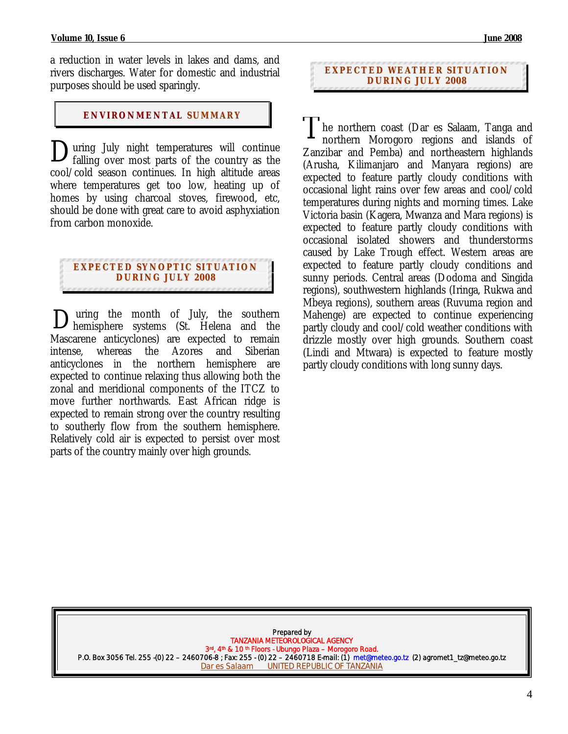a reduction in water levels in lakes and dams, and rivers discharges. Water for domestic and industrial purposes should be used sparingly.

## ENVIRONMENTAL SUMMARY

During July night temperatures will continue falling over most parts of the country as the cool/cold season continues. In high altitude areas where temperatures get too low, heating up of homes by using charcoal stoves, firewood, etc, should be done with great care to avoid asphyxiation from carbon monoxide.

## EXPECTED SYNOPTIC SITUATION DURING JULY 2008

During the month of July, the southern hemisphere systems (St. Helena and the Mascarene anticyclones) are expected to remain intense, whereas the Azores and Siberian anticyclones in the northern hemisphere are expected to continue relaxing thus allowing both the zonal and meridional components of the ITCZ to move further northwards. East African ridge is expected to remain strong over the country resulting to southerly flow from the southern hemisphere. Relatively cold air is expected to persist over most parts of the country mainly over high grounds.

## EXPECTED WEATHER SITUATION DURING JULY 2008

The northern coast (Dar es Salaam, Tanga and northern Morogoro regions and islands of Zanzibar and Pemba) and northeastern highlands (Arusha, Kilimanjaro and Manyara regions) are expected to feature partly cloudy conditions with occasional light rains over few areas and cool/cold temperatures during nights and morning times. Lake Victoria basin (Kagera, Mwanza and Mara regions) is expected to feature partly cloudy conditions with occasional isolated showers and thunderstorms caused by Lake Trough effect. Western areas are expected to feature partly cloudy conditions and sunny periods. Central areas (Dodoma and Singida regions), southwestern highlands (Iringa, Rukwa and Mbeya regions), southern areas (Ruvuma region and Mahenge) are expected to continue experiencing partly cloudy and cool/cold weather conditions with drizzle mostly over high grounds. Southern coast (Lindi and Mtwara) is expected to feature mostly partly cloudy conditions with long sunny days.

Prepared by
TANZANIA METEOROLOGICAL AGENCY
3rd, 4th & 10th Floors - Ubungo Plaza – Morogoro Road.
P.O. Box 3056 Tel. 255 -(0) 22 – 2460706-8 ; Fax: 255 - (0) 22 – 2460718 E-mail: (1) met@meteo.go.tz (2) agromet1_tz@meteo.go.tz
Dar es Salaam UNITED REPUBLIC OF TANZANIA